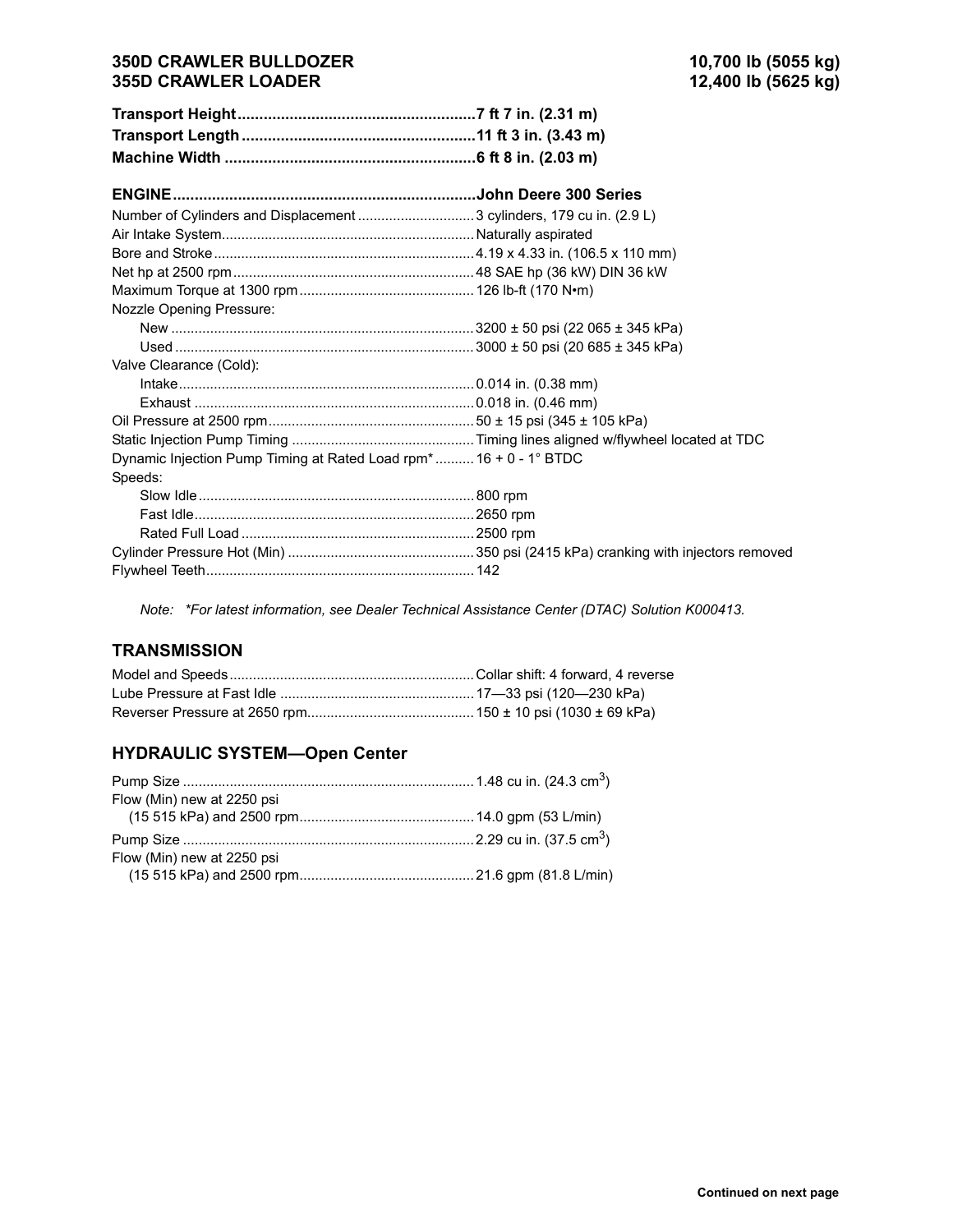**350D CRAWLER BULLDOZER** — **10,700 lb (5055 kg)**
**355D CRAWLER LOADER** — **12,400 lb (5625 kg)**

| | |
|---|---|
| **Transport Height** | **7 ft 7 in. (2.31 m)** |
| **Transport Length** | **11 ft 3 in. (3.43 m)** |
| **Machine Width** | **6 ft 8 in. (2.03 m)** |

| **ENGINE** | **John Deere 300 Series** |
|---|---|
| Number of Cylinders and Displacement | 3 cylinders, 179 cu in. (2.9 L) |
| Air Intake System | Naturally aspirated |
| Bore and Stroke | 4.19 x 4.33 in. (106.5 x 110 mm) |
| Net hp at 2500 rpm | 48 SAE hp (36 kW) DIN 36 kW |
| Maximum Torque at 1300 rpm | 126 lb-ft (170 N•m) |
| Nozzle Opening Pressure: | |
| New | 3200 ± 50 psi (22 065 ± 345 kPa) |
| Used | 3000 ± 50 psi (20 685 ± 345 kPa) |
| Valve Clearance (Cold): | |
| Intake | 0.014 in. (0.38 mm) |
| Exhaust | 0.018 in. (0.46 mm) |
| Oil Pressure at 2500 rpm | 50 ± 15 psi (345 ± 105 kPa) |
| Static Injection Pump Timing | Timing lines aligned w/flywheel located at TDC |
| Dynamic Injection Pump Timing at Rated Load rpm* | 16 + 0 - 1° BTDC |
| Speeds: | |
| Slow Idle | 800 rpm |
| Fast Idle | 2650 rpm |
| Rated Full Load | 2500 rpm |
| Cylinder Pressure Hot (Min) | 350 psi (2415 kPa) cranking with injectors removed |
| Flywheel Teeth | 142 |

*Note: \*For latest information, see Dealer Technical Assistance Center (DTAC) Solution K000413.*

## TRANSMISSION

| | |
|---|---|
| Model and Speeds | Collar shift: 4 forward, 4 reverse |
| Lube Pressure at Fast Idle | 17—33 psi (120—230 kPa) |
| Reverser Pressure at 2650 rpm | 150 ± 10 psi (1030 ± 69 kPa) |

## HYDRAULIC SYSTEM—Open Center

| | |
|---|---|
| Pump Size | 1.48 cu in. (24.3 $cm^3$) |
| Flow (Min) new at 2250 psi (15 515 kPa) and 2500 rpm | 14.0 gpm (53 L/min) |
| Pump Size | 2.29 cu in. (37.5 $cm^3$) |
| Flow (Min) new at 2250 psi (15 515 kPa) and 2500 rpm | 21.6 gpm (81.8 L/min) |

**Continued on next page**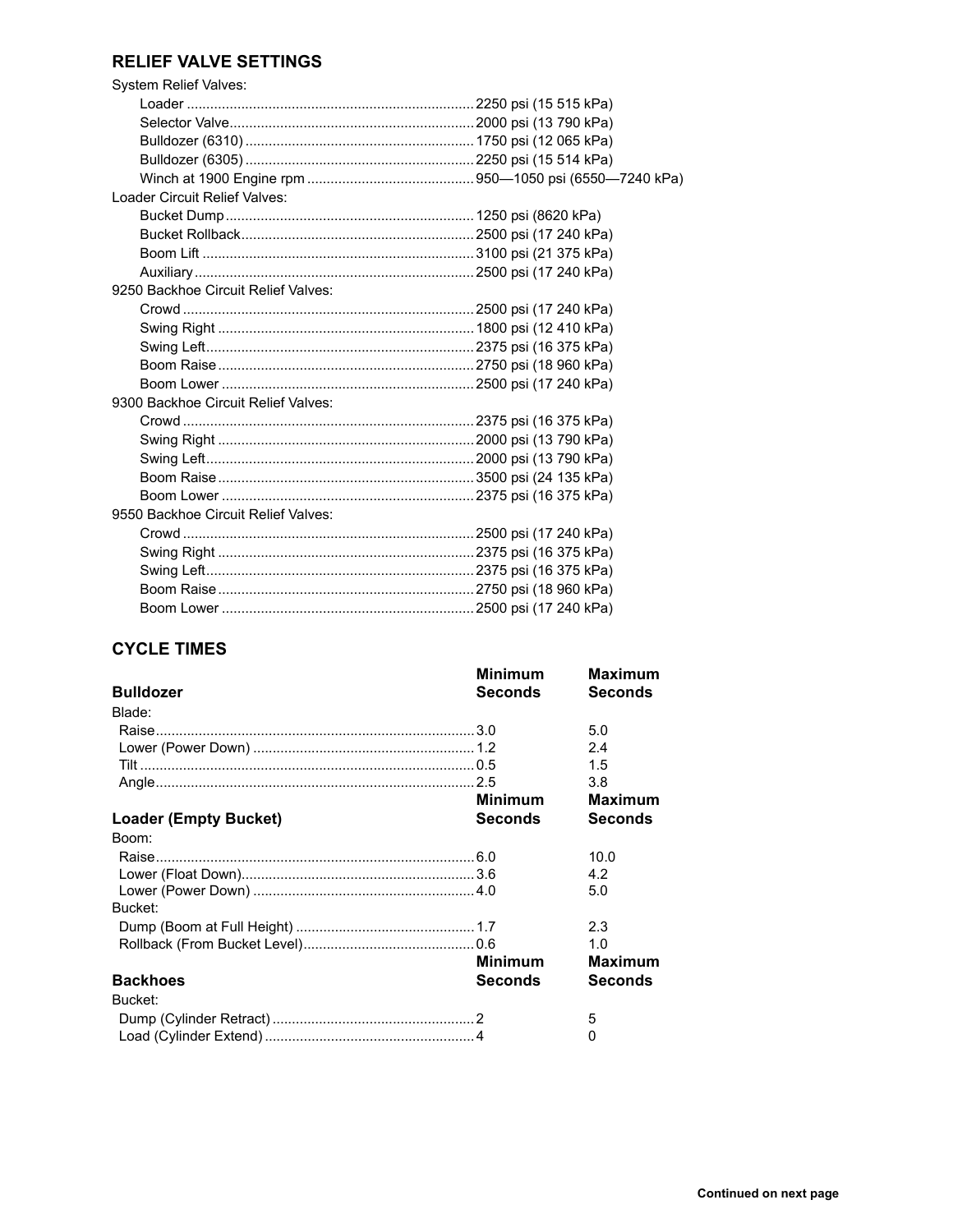## RELIEF VALVE SETTINGS

System Relief Valves:

- Loader ........ 2250 psi (15 515 kPa)
- Selector Valve ........ 2000 psi (13 790 kPa)
- Bulldozer (6310) ........ 1750 psi (12 065 kPa)
- Bulldozer (6305) ........ 2250 psi (15 514 kPa)
- Winch at 1900 Engine rpm ........ 950—1050 psi (6550—7240 kPa)

Loader Circuit Relief Valves:

- Bucket Dump ........ 1250 psi (8620 kPa)
- Bucket Rollback ........ 2500 psi (17 240 kPa)
- Boom Lift ........ 3100 psi (21 375 kPa)
- Auxiliary ........ 2500 psi (17 240 kPa)

9250 Backhoe Circuit Relief Valves:

- Crowd ........ 2500 psi (17 240 kPa)
- Swing Right ........ 1800 psi (12 410 kPa)
- Swing Left ........ 2375 psi (16 375 kPa)
- Boom Raise ........ 2750 psi (18 960 kPa)
- Boom Lower ........ 2500 psi (17 240 kPa)

9300 Backhoe Circuit Relief Valves:

- Crowd ........ 2375 psi (16 375 kPa)
- Swing Right ........ 2000 psi (13 790 kPa)
- Swing Left ........ 2000 psi (13 790 kPa)
- Boom Raise ........ 3500 psi (24 135 kPa)
- Boom Lower ........ 2375 psi (16 375 kPa)

9550 Backhoe Circuit Relief Valves:

- Crowd ........ 2500 psi (17 240 kPa)
- Swing Right ........ 2375 psi (16 375 kPa)
- Swing Left ........ 2375 psi (16 375 kPa)
- Boom Raise ........ 2750 psi (18 960 kPa)
- Boom Lower ........ 2500 psi (17 240 kPa)

## CYCLE TIMES

| **Bulldozer** | **Minimum Seconds** | **Maximum Seconds** |
|---|---|---|
| Blade: | | |
| Raise | 3.0 | 5.0 |
| Lower (Power Down) | 1.2 | 2.4 |
| Tilt | 0.5 | 1.5 |
| Angle | 2.5 | 3.8 |

| **Loader (Empty Bucket)** | **Minimum Seconds** | **Maximum Seconds** |
|---|---|---|
| Boom: | | |
| Raise | 6.0 | 10.0 |
| Lower (Float Down) | 3.6 | 4.2 |
| Lower (Power Down) | 4.0 | 5.0 |
| Bucket: | | |
| Dump (Boom at Full Height) | 1.7 | 2.3 |
| Rollback (From Bucket Level) | 0.6 | 1.0 |

| **Backhoes** | **Minimum Seconds** | **Maximum Seconds** |
|---|---|---|
| Bucket: | | |
| Dump (Cylinder Retract) | 2 | 5 |
| Load (Cylinder Extend) | 4 | 0 |

**Continued on next page**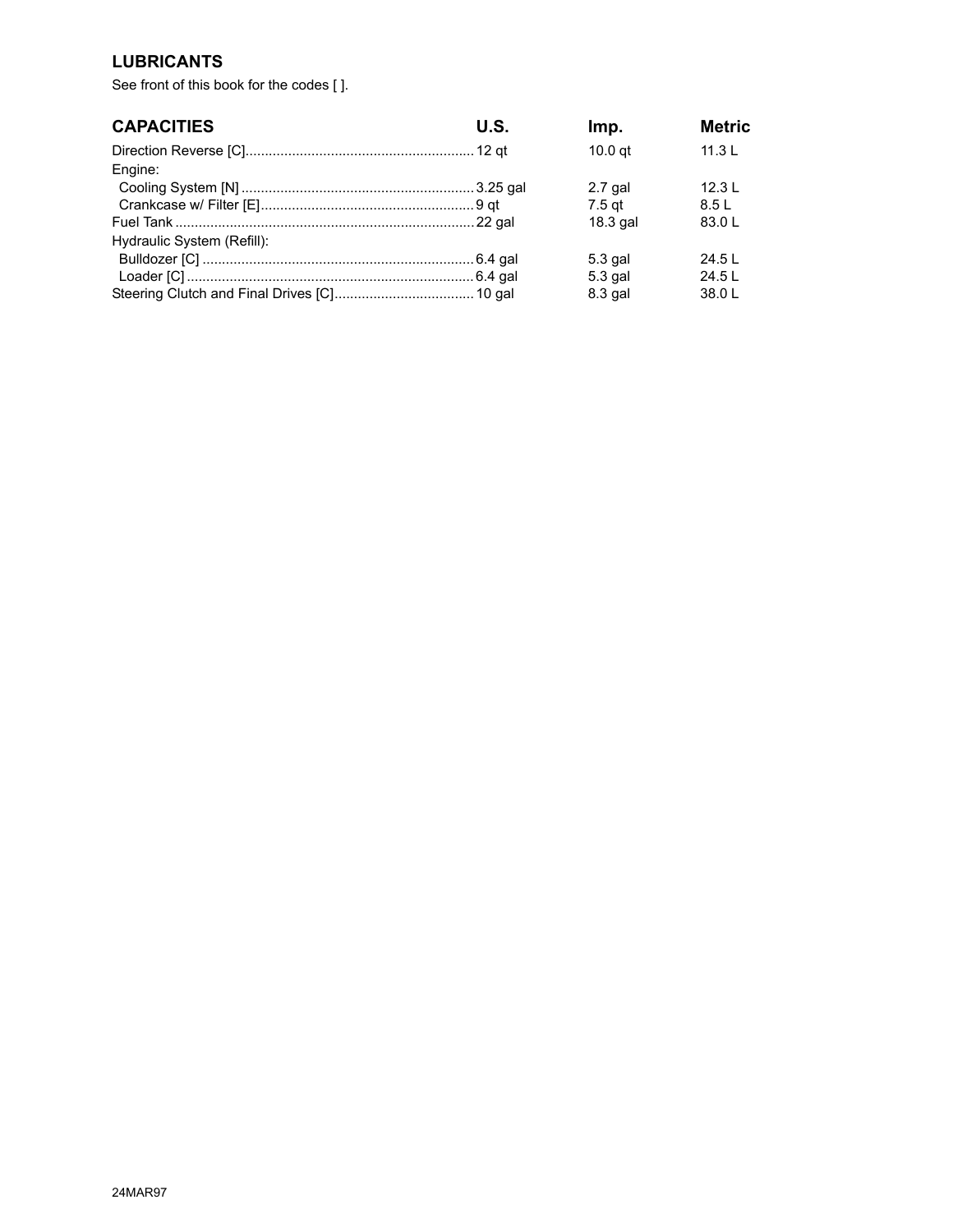## LUBRICANTS

See front of this book for the codes [ ].

| CAPACITIES | U.S. | Imp. | Metric |
|---|---|---|---|
| Direction Reverse [C] | 12 qt | 10.0 qt | 11.3 L |
| Engine: | | | |
| Cooling System [N] | 3.25 gal | 2.7 gal | 12.3 L |
| Crankcase w/ Filter [E] | 9 qt | 7.5 qt | 8.5 L |
| Fuel Tank | 22 gal | 18.3 gal | 83.0 L |
| Hydraulic System (Refill): | | | |
| Bulldozer [C] | 6.4 gal | 5.3 gal | 24.5 L |
| Loader [C] | 6.4 gal | 5.3 gal | 24.5 L |
| Steering Clutch and Final Drives [C] | 10 gal | 8.3 gal | 38.0 L |

24MAR97